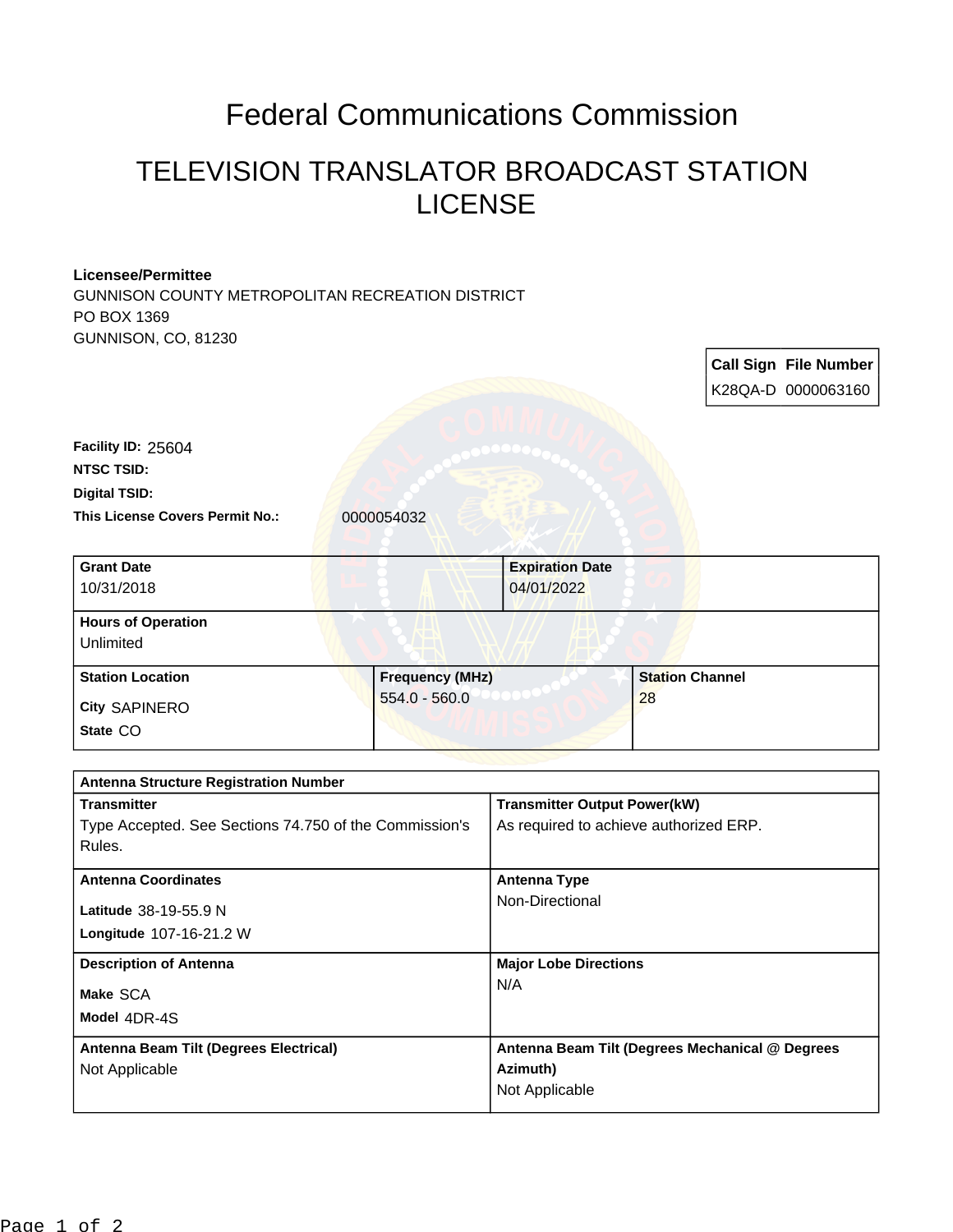# Federal Communications Commission

## TELEVISION TRANSLATOR BROADCAST STATION LICENSE

**Licensee/Permittee**
GUNNISON COUNTY METROPOLITAN RECREATION DISTRICT
PO BOX 1369
GUNNISON, CO, 81230

| Call Sign | File Number |
|---|---|
| K28QA-D | 0000063160 |

**Facility ID:** 25604

**NTSC TSID:**

**Digital TSID:**

**This License Covers Permit No.:** 0000054032

| Grant Date | Expiration Date |
|---|---|
| 10/31/2018 | 04/01/2022 |

| Hours of Operation |
|---|
| Unlimited |

| Station Location | Frequency (MHz) | Station Channel |
|---|---|---|
| City SAPINERO<br>State CO | 554.0 - 560.0 | 28 |

| Antenna Structure Registration Number | |
|---|---|
| **Transmitter**<br>Type Accepted. See Sections 74.750 of the Commission's Rules. | **Transmitter Output Power(kW)**<br>As required to achieve authorized ERP. |
| **Antenna Coordinates**<br>Latitude 38-19-55.9 N<br>Longitude 107-16-21.2 W | **Antenna Type**<br>Non-Directional |
| **Description of Antenna**<br>Make SCA<br>Model 4DR-4S | **Major Lobe Directions**<br>N/A |
| **Antenna Beam Tilt (Degrees Electrical)**<br>Not Applicable | **Antenna Beam Tilt (Degrees Mechanical @ Degrees Azimuth)**<br>Not Applicable |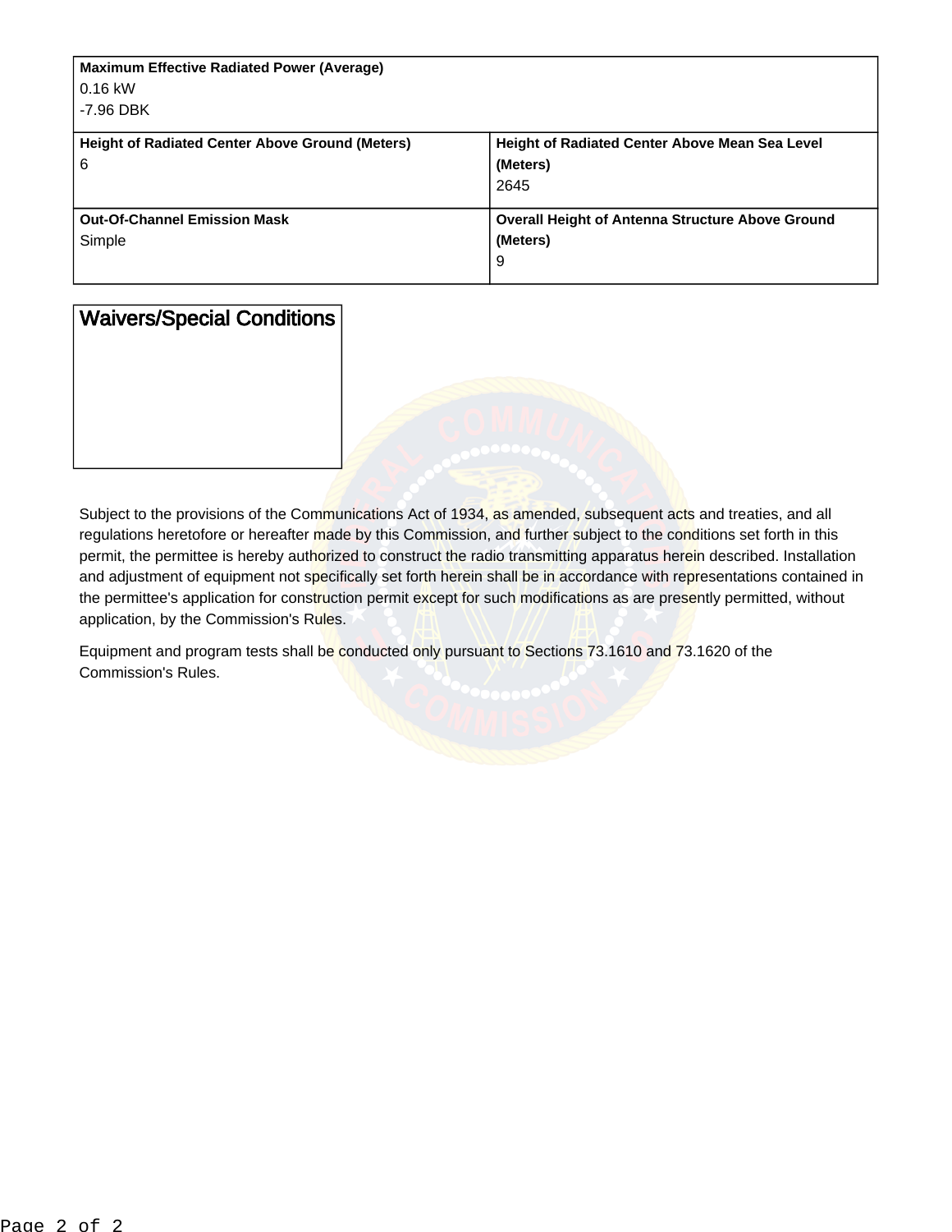| | |
|---|---|
| **Maximum Effective Radiated Power (Average)**<br>0.16 kW<br>-7.96 DBK | |
| **Height of Radiated Center Above Ground (Meters)**<br>6 | **Height of Radiated Center Above Mean Sea Level (Meters)**<br>2645 |
| **Out-Of-Channel Emission Mask**<br>Simple | **Overall Height of Antenna Structure Above Ground (Meters)**<br>9 |

## Waivers/Special Conditions

Subject to the provisions of the Communications Act of 1934, as amended, subsequent acts and treaties, and all regulations heretofore or hereafter made by this Commission, and further subject to the conditions set forth in this permit, the permittee is hereby authorized to construct the radio transmitting apparatus herein described. Installation and adjustment of equipment not specifically set forth herein shall be in accordance with representations contained in the permittee's application for construction permit except for such modifications as are presently permitted, without application, by the Commission's Rules.

Equipment and program tests shall be conducted only pursuant to Sections 73.1610 and 73.1620 of the Commission's Rules.